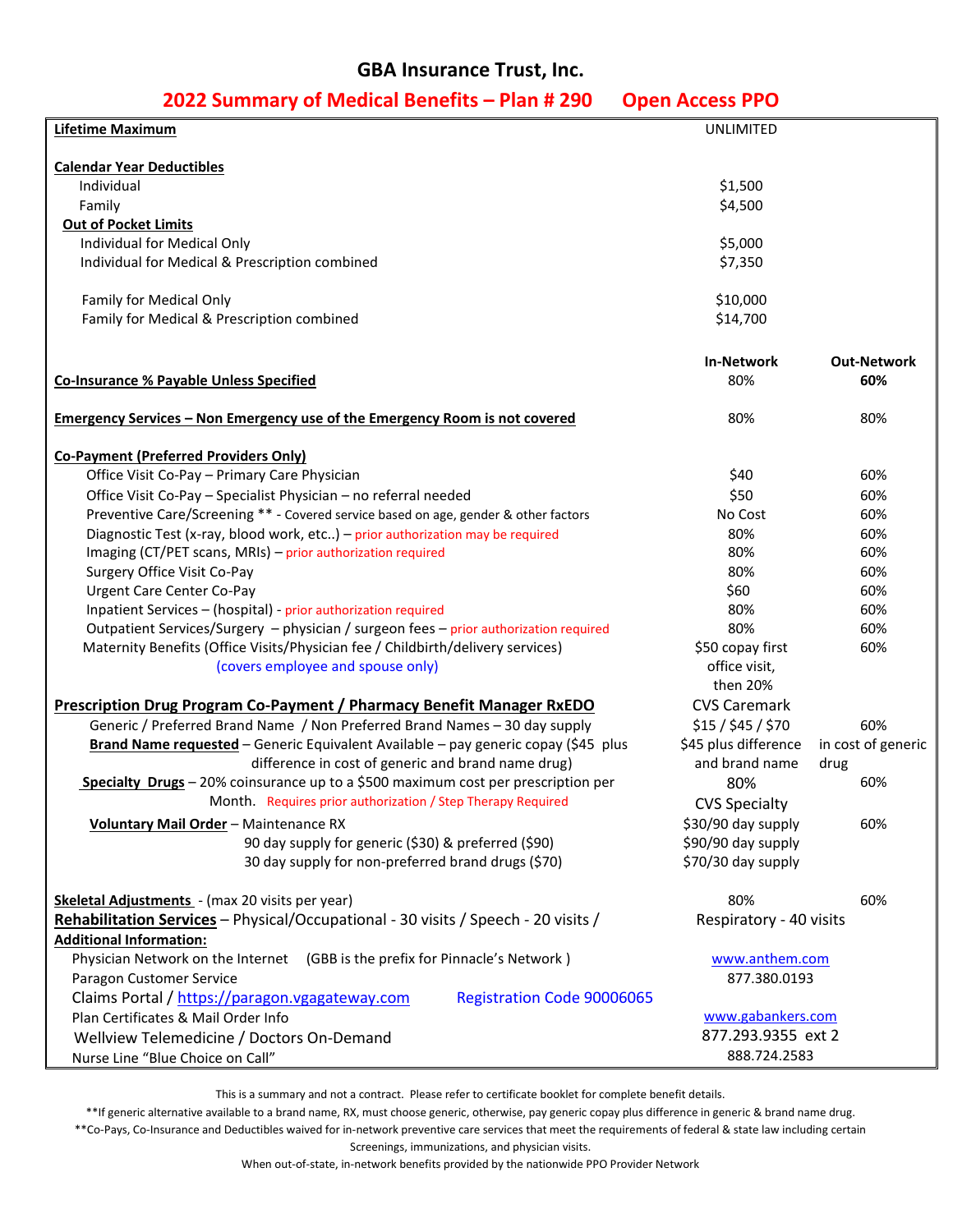# GBA Insurance Trust, Inc.

## 2022 Summary of Medical Benefits – Plan # 290 Open Access PPO

| | In-Network | Out-Network |
|---|---|---|
| **Lifetime Maximum** | UNLIMITED | |
| **Calendar Year Deductibles** | | |
| Individual | $1,500 | |
| Family | $4,500 | |
| **Out of Pocket Limits** | | |
| Individual for Medical Only | $5,000 | |
| Individual for Medical & Prescription combined | $7,350 | |
| Family for Medical Only | $10,000 | |
| Family for Medical & Prescription combined | $14,700 | |
| **Co-Insurance % Payable Unless Specified** | 80% | **60%** |
| **Emergency Services – Non Emergency use of the Emergency Room is not covered** | 80% | 80% |
| **Co-Payment (Preferred Providers Only)** | | |
| Office Visit Co-Pay – Primary Care Physician | $40 | 60% |
| Office Visit Co-Pay – Specialist Physician – no referral needed | $50 | 60% |
| Preventive Care/Screening ** - Covered service based on age, gender & other factors | No Cost | 60% |
| Diagnostic Test (x-ray, blood work, etc..) – prior authorization may be required | 80% | 60% |
| Imaging (CT/PET scans, MRIs) – prior authorization required | 80% | 60% |
| Surgery Office Visit Co-Pay | 80% | 60% |
| Urgent Care Center Co-Pay | $60 | 60% |
| Inpatient Services – (hospital) - prior authorization required | 80% | 60% |
| Outpatient Services/Surgery – physician / surgeon fees – prior authorization required | 80% | 60% |
| Maternity Benefits (Office Visits/Physician fee / Childbirth/delivery services) (covers employee and spouse only) | $50 copay first office visit, then 20% | 60% |
| **Prescription Drug Program Co-Payment / Pharmacy Benefit Manager RxEDO** | CVS Caremark | |
| Generic / Preferred Brand Name / Non Preferred Brand Names – 30 day supply | $15 / $45 / $70 | 60% |
| **Brand Name requested** – Generic Equivalent Available – pay generic copay ($45 plus difference in cost of generic and brand name drug) | $45 plus difference and brand name | in cost of generic drug |
| **Specialty Drugs** – 20% coinsurance up to a $500 maximum cost per prescription per Month. Requires prior authorization / Step Therapy Required | 80% CVS Specialty | 60% |
| **Voluntary Mail Order** – Maintenance RX | $30/90 day supply | 60% |
| 90 day supply for generic ($30) & preferred ($90) | $90/90 day supply | |
| 30 day supply for non-preferred brand drugs ($70) | $70/30 day supply | |
| **Skeletal Adjustments** - (max 20 visits per year) | 80% | 60% |
| **Rehabilitation Services** – Physical/Occupational - 30 visits / Speech - 20 visits / | Respiratory - 40 visits | |

**Additional Information:**

| | |
|---|---|
| Physician Network on the Internet (GBB is the prefix for Pinnacle's Network) | www.anthem.com |
| Paragon Customer Service | 877.380.0193 |
| Claims Portal / https://paragon.vgagateway.com Registration Code 90006065 | |
| Plan Certificates & Mail Order Info | www.gabankers.com |
| Wellview Telemedicine / Doctors On-Demand | 877.293.9355 ext 2 |
| Nurse Line "Blue Choice on Call" | 888.724.2583 |

This is a summary and not a contract. Please refer to certificate booklet for complete benefit details.

**If generic alternative available to a brand name, RX, must choose generic, otherwise, pay generic copay plus difference in generic & brand name drug.

**Co-Pays, Co-Insurance and Deductibles waived for in-network preventive care services that meet the requirements of federal & state law including certain Screenings, immunizations, and physician visits.

When out-of-state, in-network benefits provided by the nationwide PPO Provider Network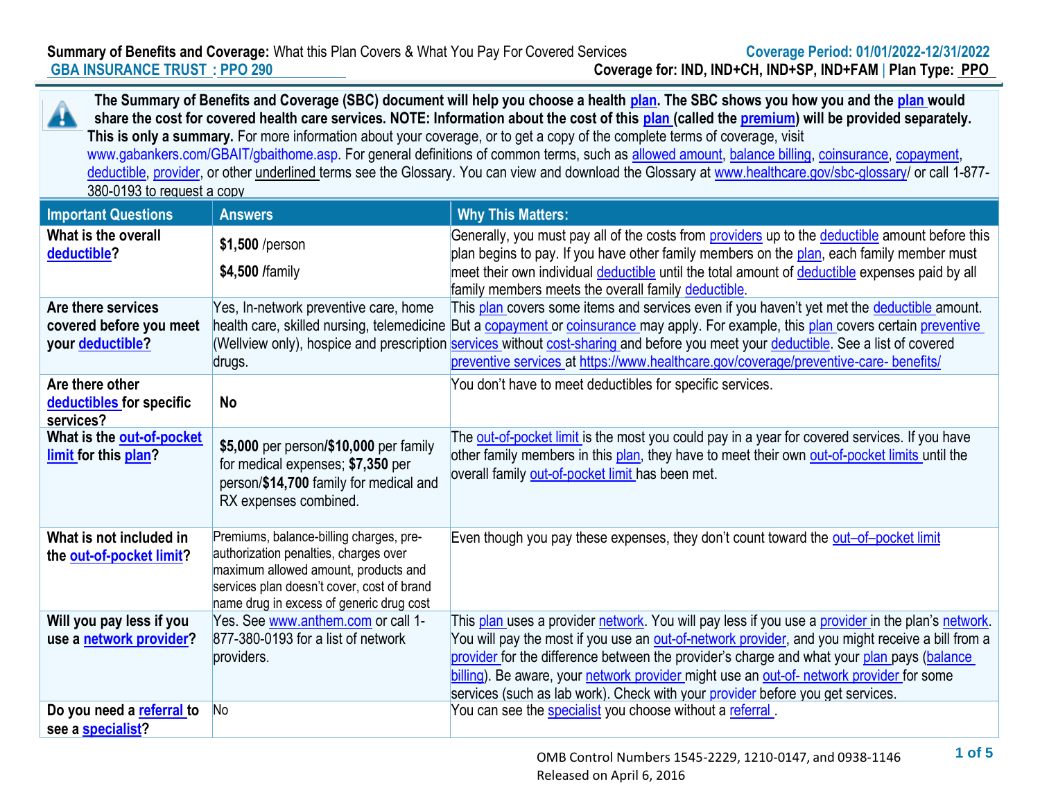**Summary of Benefits and Coverage:** What this Plan Covers & What You Pay For Covered Services

**Coverage Period: 01/01/2022-12/31/2022**

**GBA INSURANCE TRUST : PPO 290**

**Coverage for: IND, IND+CH, IND+SP, IND+FAM | Plan Type: PPO**

**The Summary of Benefits and Coverage (SBC) document will help you choose a health plan. The SBC shows you how you and the plan would share the cost for covered health care services. NOTE: Information about the cost of this plan (called the premium) will be provided separately. This is only a summary.** For more information about your coverage, or to get a copy of the complete terms of coverage, visit www.gabankers.com/GBAIT/gbaithome.asp. For general definitions of common terms, such as allowed amount, balance billing, coinsurance, copayment, deductible, provider, or other underlined terms see the Glossary. You can view and download the Glossary at www.healthcare.gov/sbc-glossary/ or call 1-877-380-0193 to request a copy

| Important Questions | Answers | Why This Matters: |
|---|---|---|
| **What is the overall deductible?** | **$1,500** /person<br><br>**$4,500** /family | Generally, you must pay all of the costs from providers up to the deductible amount before this plan begins to pay. If you have other family members on the plan, each family member must meet their own individual deductible until the total amount of deductible expenses paid by all family members meets the overall family deductible. |
| **Are there services covered before you meet your deductible?** | Yes, In-network preventive care, home health care, skilled nursing, telemedicine (Wellview only), hospice and prescription drugs. | This plan covers some items and services even if you haven't yet met the deductible amount. But a copayment or coinsurance may apply. For example, this plan covers certain preventive services without cost-sharing and before you meet your deductible. See a list of covered preventive services at https://www.healthcare.gov/coverage/preventive-care- benefits/ |
| **Are there other deductibles for specific services?** | **No** | You don't have to meet deductibles for specific services. |
| **What is the out-of-pocket limit for this plan?** | **$5,000** per person/**$10,000** per family for medical expenses; **$7,350** per person/**$14,700** family for medical and RX expenses combined. | The out-of-pocket limit is the most you could pay in a year for covered services. If you have other family members in this plan, they have to meet their own out-of-pocket limits until the overall family out-of-pocket limit has been met. |
| **What is not included in the out-of-pocket limit?** | Premiums, balance-billing charges, pre-authorization penalties, charges over maximum allowed amount, products and services plan doesn't cover, cost of brand name drug in excess of generic drug cost | Even though you pay these expenses, they don't count toward the out–of–pocket limit |
| **Will you pay less if you use a network provider?** | Yes. See www.anthem.com or call 1-877-380-0193 for a list of network providers. | This plan uses a provider network. You will pay less if you use a provider in the plan's network. You will pay the most if you use an out-of-network provider, and you might receive a bill from a provider for the difference between the provider's charge and what your plan pays (balance billing). Be aware, your network provider might use an out-of- network provider for some services (such as lab work). Check with your provider before you get services. |
| **Do you need a referral to see a specialist?** | No | You can see the specialist you choose without a referral . |

OMB Control Numbers 1545-2229, 1210-0147, and 0938-1146
Released on April 6, 2016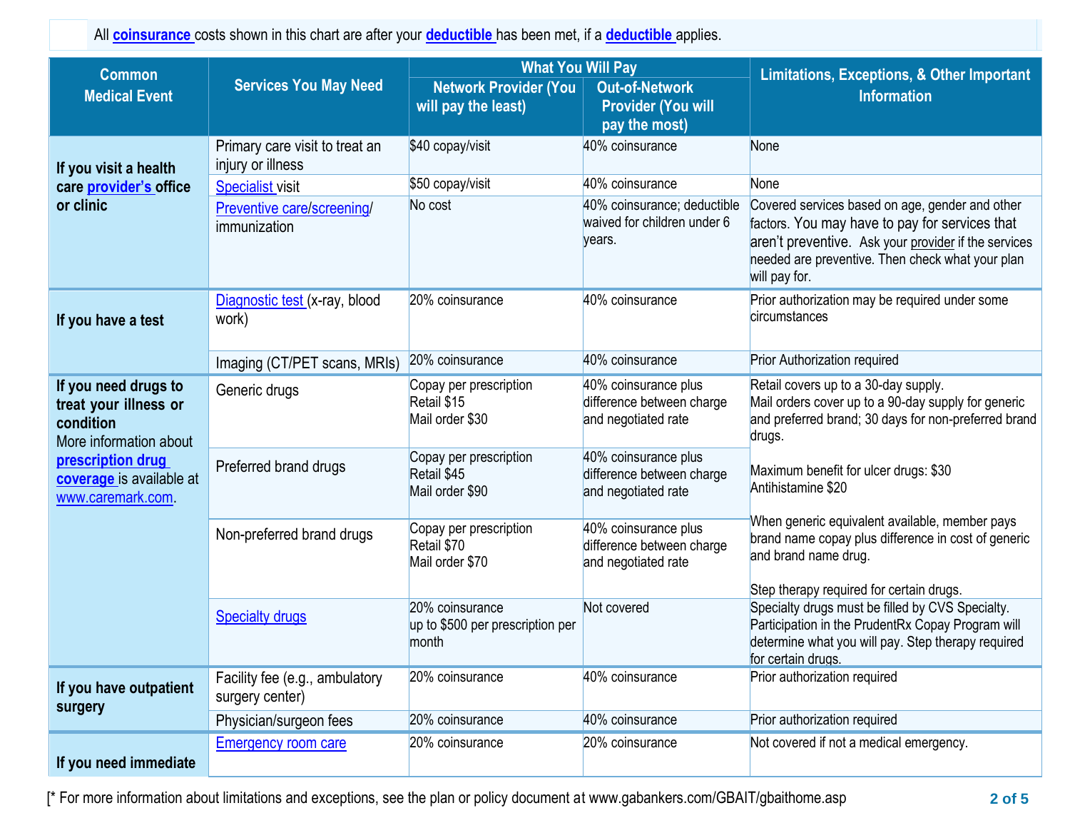All **coinsurance** costs shown in this chart are after your **deductible** has been met, if a **deductible** applies.

| Common Medical Event | Services You May Need | What You Will Pay | | Limitations, Exceptions, & Other Important Information |
|---|---|---|---|---|
| | | Network Provider (You will pay the least) | Out-of-Network Provider (You will pay the most) | |
| **If you visit a health care provider's office or clinic** | Primary care visit to treat an injury or illness | $40 copay/visit | 40% coinsurance | None |
| | Specialist visit | $50 copay/visit | 40% coinsurance | None |
| | Preventive care/screening/ immunization | No cost | 40% coinsurance; deductible waived for children under 6 years. | Covered services based on age, gender and other factors. You may have to pay for services that aren't preventive. Ask your provider if the services needed are preventive. Then check what your plan will pay for. |
| **If you have a test** | Diagnostic test (x-ray, blood work) | 20% coinsurance | 40% coinsurance | Prior authorization may be required under some circumstances |
| | Imaging (CT/PET scans, MRIs) | 20% coinsurance | 40% coinsurance | Prior Authorization required |
| **If you need drugs to treat your illness or condition** More information about **prescription drug coverage** is available at www.caremark.com. | Generic drugs | Copay per prescription Retail $15 Mail order $30 | 40% coinsurance plus difference between charge and negotiated rate | Retail covers up to a 30-day supply. Mail orders cover up to a 90-day supply for generic and preferred brand; 30 days for non-preferred brand drugs. Maximum benefit for ulcer drugs: $30 Antihistamine $20 When generic equivalent available, member pays brand name copay plus difference in cost of generic and brand name drug. Step therapy required for certain drugs. |
| | Preferred brand drugs | Copay per prescription Retail $45 Mail order $90 | 40% coinsurance plus difference between charge and negotiated rate | |
| | Non-preferred brand drugs | Copay per prescription Retail $70 Mail order $70 | 40% coinsurance plus difference between charge and negotiated rate | |
| | Specialty drugs | 20% coinsurance up to $500 per prescription per month | Not covered | Specialty drugs must be filled by CVS Specialty. Participation in the PrudentRx Copay Program will determine what you will pay. Step therapy required for certain drugs. |
| **If you have outpatient surgery** | Facility fee (e.g., ambulatory surgery center) | 20% coinsurance | 40% coinsurance | Prior authorization required |
| | Physician/surgeon fees | 20% coinsurance | 40% coinsurance | Prior authorization required |
| **If you need immediate** | Emergency room care | 20% coinsurance | 20% coinsurance | Not covered if not a medical emergency. |

[* For more information about limitations and exceptions, see the plan or policy document at www.gabankers.com/GBAIT/gbaithome.asp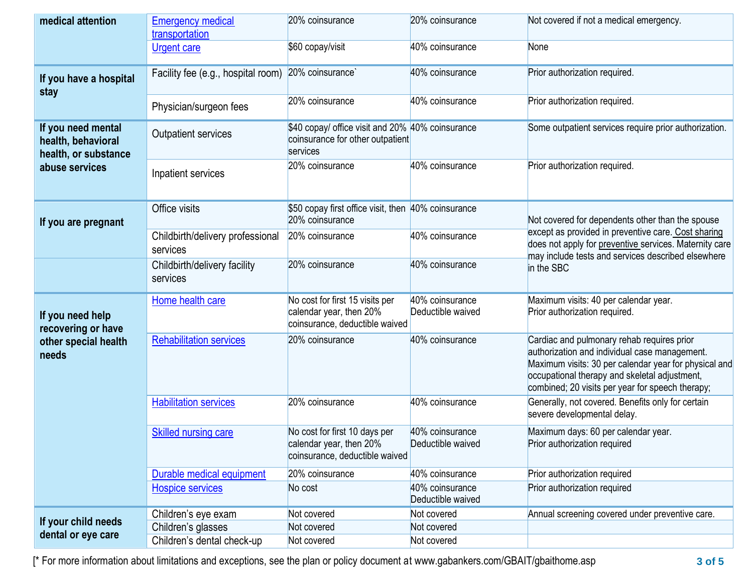| | | | | |
|---|---|---|---|---|
| **medical attention** | Emergency medical transportation | 20% coinsurance | 20% coinsurance | Not covered if not a medical emergency. |
| | Urgent care | $60 copay/visit | 40% coinsurance | None |
| **If you have a hospital stay** | Facility fee (e.g., hospital room) | 20% coinsurance` | 40% coinsurance | Prior authorization required. |
| | Physician/surgeon fees | 20% coinsurance | 40% coinsurance | Prior authorization required. |
| **If you need mental health, behavioral health, or substance abuse services** | Outpatient services | $40 copay/ office visit and 20% coinsurance for other outpatient services | 40% coinsurance | Some outpatient services require prior authorization. |
| | Inpatient services | 20% coinsurance | 40% coinsurance | Prior authorization required. |
| **If you are pregnant** | Office visits | $50 copay first office visit, then 20% coinsurance | 40% coinsurance | Not covered for dependents other than the spouse except as provided in preventive care. Cost sharing does not apply for preventive services. Maternity care may include tests and services described elsewhere in the SBC |
| | Childbirth/delivery professional services | 20% coinsurance | 40% coinsurance | |
| | Childbirth/delivery facility services | 20% coinsurance | 40% coinsurance | |
| **If you need help recovering or have other special health needs** | Home health care | No cost for first 15 visits per calendar year, then 20% coinsurance, deductible waived | 40% coinsurance Deductible waived | Maximum visits: 40 per calendar year. Prior authorization required. |
| | Rehabilitation services | 20% coinsurance | 40% coinsurance | Cardiac and pulmonary rehab requires prior authorization and individual case management. Maximum visits: 30 per calendar year for physical and occupational therapy and skeletal adjustment, combined; 20 visits per year for speech therapy; |
| | Habilitation services | 20% coinsurance | 40% coinsurance | Generally, not covered. Benefits only for certain severe developmental delay. |
| | Skilled nursing care | No cost for first 10 days per calendar year, then 20% coinsurance, deductible waived | 40% coinsurance Deductible waived | Maximum days: 60 per calendar year. Prior authorization required |
| | Durable medical equipment | 20% coinsurance | 40% coinsurance | Prior authorization required |
| | Hospice services | No cost | 40% coinsurance Deductible waived | Prior authorization required |
| **If your child needs dental or eye care** | Children's eye exam | Not covered | Not covered | Annual screening covered under preventive care. |
| | Children's glasses | Not covered | Not covered | |
| | Children's dental check-up | Not covered | Not covered | |

[* For more information about limitations and exceptions, see the plan or policy document at www.gabankers.com/GBAIT/gbaithome.asp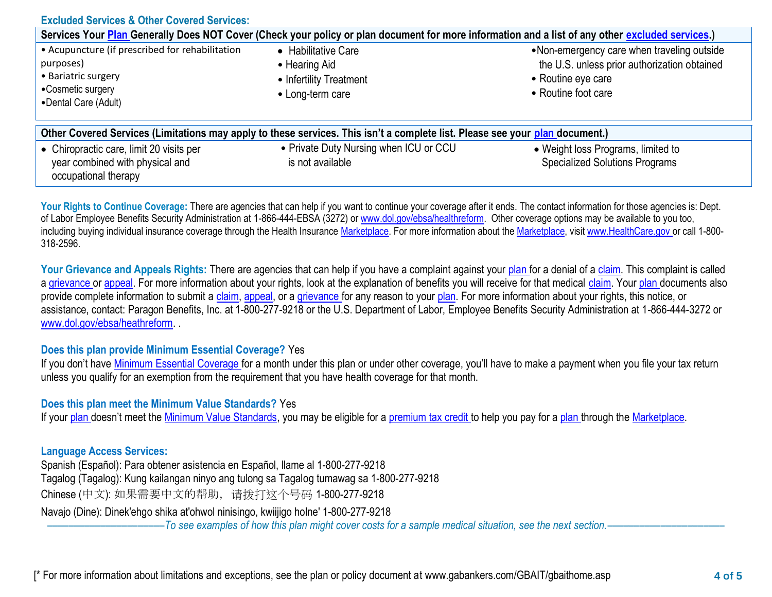## Excluded Services & Other Covered Services:

| Services Your Plan Generally Does NOT Cover (Check your policy or plan document for more information and a list of any other excluded services.) | | |
|---|---|---|
| • Acupuncture (if prescribed for rehabilitation purposes)<br>• Bariatric surgery<br>• Cosmetic surgery<br>• Dental Care (Adult) | • Habilitative Care<br>• Hearing Aid<br>• Infertility Treatment<br>• Long-term care | • Non-emergency care when traveling outside the U.S. unless prior authorization obtained<br>• Routine eye care<br>• Routine foot care |

| Other Covered Services (Limitations may apply to these services. This isn't a complete list. Please see your plan document.) | | |
|---|---|---|
| • Chiropractic care, limit 20 visits per year combined with physical and occupational therapy | • Private Duty Nursing when ICU or CCU is not available | • Weight loss Programs, limited to Specialized Solutions Programs |

**Your Rights to Continue Coverage:** There are agencies that can help if you want to continue your coverage after it ends. The contact information for those agencies is: Dept. of Labor Employee Benefits Security Administration at 1-866-444-EBSA (3272) or www.dol.gov/ebsa/healthreform. Other coverage options may be available to you too, including buying individual insurance coverage through the Health Insurance Marketplace. For more information about the Marketplace, visit www.HealthCare.gov or call 1-800-318-2596.

**Your Grievance and Appeals Rights:** There are agencies that can help if you have a complaint against your plan for a denial of a claim. This complaint is called a grievance or appeal. For more information about your rights, look at the explanation of benefits you will receive for that medical claim. Your plan documents also provide complete information to submit a claim, appeal, or a grievance for any reason to your plan. For more information about your rights, this notice, or assistance, contact: Paragon Benefits, Inc. at 1-800-277-9218 or the U.S. Department of Labor, Employee Benefits Security Administration at 1-866-444-3272 or www.dol.gov/ebsa/heathreform. .

**Does this plan provide Minimum Essential Coverage?** Yes

If you don't have Minimum Essential Coverage for a month under this plan or under other coverage, you'll have to make a payment when you file your tax return unless you qualify for an exemption from the requirement that you have health coverage for that month.

**Does this plan meet the Minimum Value Standards?** Yes

If your plan doesn't meet the Minimum Value Standards, you may be eligible for a premium tax credit to help you pay for a plan through the Marketplace.

**Language Access Services:**

Spanish (Español): Para obtener asistencia en Español, llame al 1-800-277-9218

Tagalog (Tagalog): Kung kailangan ninyo ang tulong sa Tagalog tumawag sa 1-800-277-9218

Chinese (中文): 如果需要中文的帮助，请拨打这个号码 1-800-277-9218

Navajo (Dine): Dinek'ehgo shika at'ohwol ninisingo, kwiijigo holne' 1-800-277-9218

*——————————To see examples of how this plan might cover costs for a sample medical situation, see the next section.——————————*

[* For more information about limitations and exceptions, see the plan or policy document at www.gabankers.com/GBAIT/gbaithome.asp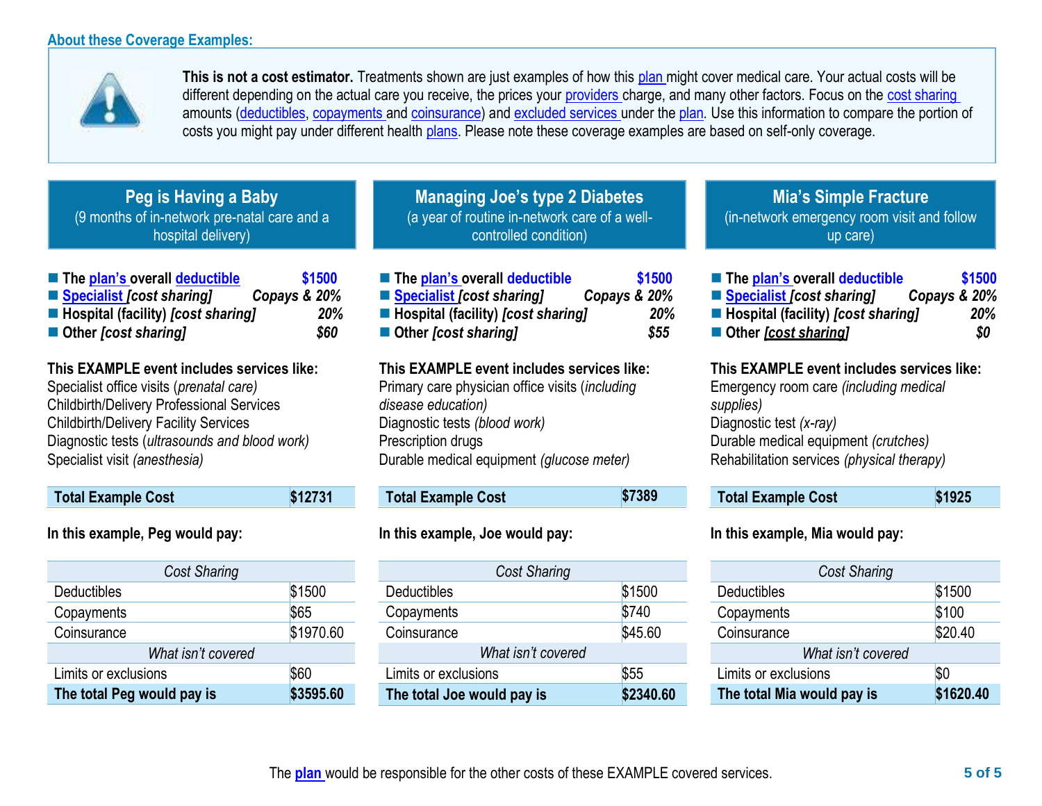### About these Coverage Examples:

**This is not a cost estimator.** Treatments shown are just examples of how this plan might cover medical care. Your actual costs will be different depending on the actual care you receive, the prices your providers charge, and many other factors. Focus on the cost sharing amounts (deductibles, copayments and coinsurance) and excluded services under the plan. Use this information to compare the portion of costs you might pay under different health plans. Please note these coverage examples are based on self-only coverage.

## Peg is Having a Baby

(9 months of in-network pre-natal care and a hospital delivery)

- **The plan's overall deductible** **$1500**
- **Specialist *[cost sharing]*** ***Copays & 20%***
- **Hospital (facility) *[cost sharing]*** ***20%***
- **Other *[cost sharing]*** ***$60***

**This EXAMPLE event includes services like:**

Specialist office visits (*prenatal care)*
Childbirth/Delivery Professional Services
Childbirth/Delivery Facility Services
Diagnostic tests (*ultrasounds and blood work)*
Specialist visit *(anesthesia)*

| **Total Example Cost** | **$12731** |
|---|---|

**In this example, Peg would pay:**

| *Cost Sharing* | |
|---|---|
| Deductibles | $1500 |
| Copayments | $65 |
| Coinsurance | $1970.60 |
| *What isn't covered* | |
| Limits or exclusions | $60 |
| **The total Peg would pay is** | **$3595.60** |

## Managing Joe's type 2 Diabetes

(a year of routine in-network care of a well-controlled condition)

- **The plan's overall deductible** **$1500**
- **Specialist *[cost sharing]*** ***Copays & 20%***
- **Hospital (facility) *[cost sharing]*** ***20%***
- **Other *[cost sharing]*** ***$55***

**This EXAMPLE event includes services like:**

Primary care physician office visits (*including disease education)*
Diagnostic tests *(blood work)*
Prescription drugs
Durable medical equipment *(glucose meter)*

| **Total Example Cost** | **$7389** |
|---|---|

**In this example, Joe would pay:**

| *Cost Sharing* | |
|---|---|
| Deductibles | $1500 |
| Copayments | $740 |
| Coinsurance | $45.60 |
| *What isn't covered* | |
| Limits or exclusions | $55 |
| **The total Joe would pay is** | **$2340.60** |

## Mia's Simple Fracture

(in-network emergency room visit and follow up care)

- **The plan's overall deductible** **$1500**
- **Specialist *[cost sharing]*** ***Copays & 20%***
- **Hospital (facility) *[cost sharing]*** ***20%***
- **Other *[cost sharing]*** ***$0***

**This EXAMPLE event includes services like:**

Emergency room care *(including medical supplies)*
Diagnostic test *(x-ray)*
Durable medical equipment *(crutches)*
Rehabilitation services *(physical therapy)*

| **Total Example Cost** | **$1925** |
|---|---|

**In this example, Mia would pay:**

| *Cost Sharing* | |
|---|---|
| Deductibles | $1500 |
| Copayments | $100 |
| Coinsurance | $20.40 |
| *What isn't covered* | |
| Limits or exclusions | $0 |
| **The total Mia would pay is** | **$1620.40** |

The plan would be responsible for the other costs of these EXAMPLE covered services.